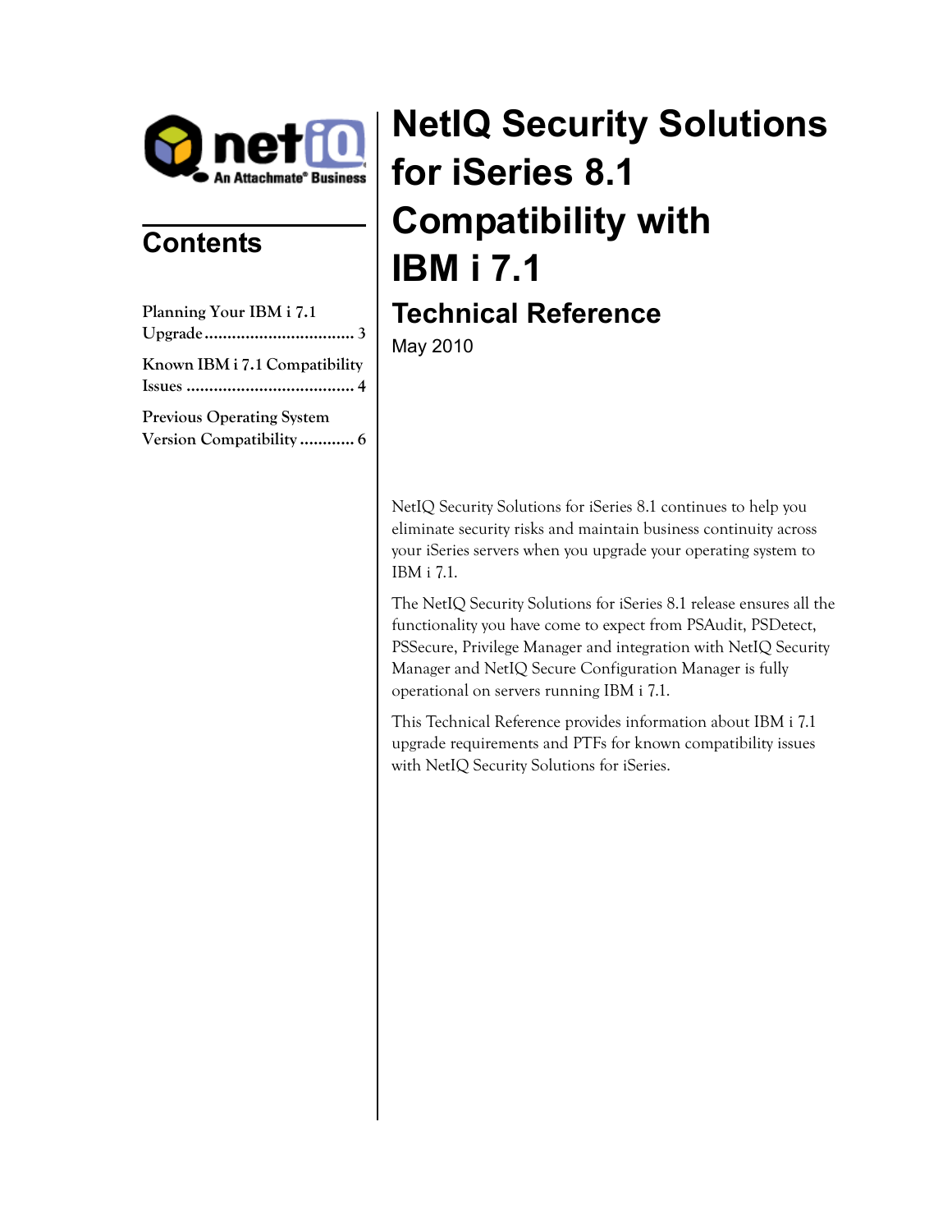# NetIQ Security Solutions for iSeries 8.1 Compatibility with IBM i 7.1

## Technical Reference

May 2010

## Contents

Planning Your IBM i 7.1 Upgrade ................................. 3

Known IBM i 7.1 Compatibility Issues ..................................... 4

Previous Operating System Version Compatibility ............ 6

NetIQ Security Solutions for iSeries 8.1 continues to help you eliminate security risks and maintain business continuity across your iSeries servers when you upgrade your operating system to IBM i 7.1.

The NetIQ Security Solutions for iSeries 8.1 release ensures all the functionality you have come to expect from PSAudit, PSDetect, PSSecure, Privilege Manager and integration with NetIQ Security Manager and NetIQ Secure Configuration Manager is fully operational on servers running IBM i 7.1.

This Technical Reference provides information about IBM i 7.1 upgrade requirements and PTFs for known compatibility issues with NetIQ Security Solutions for iSeries.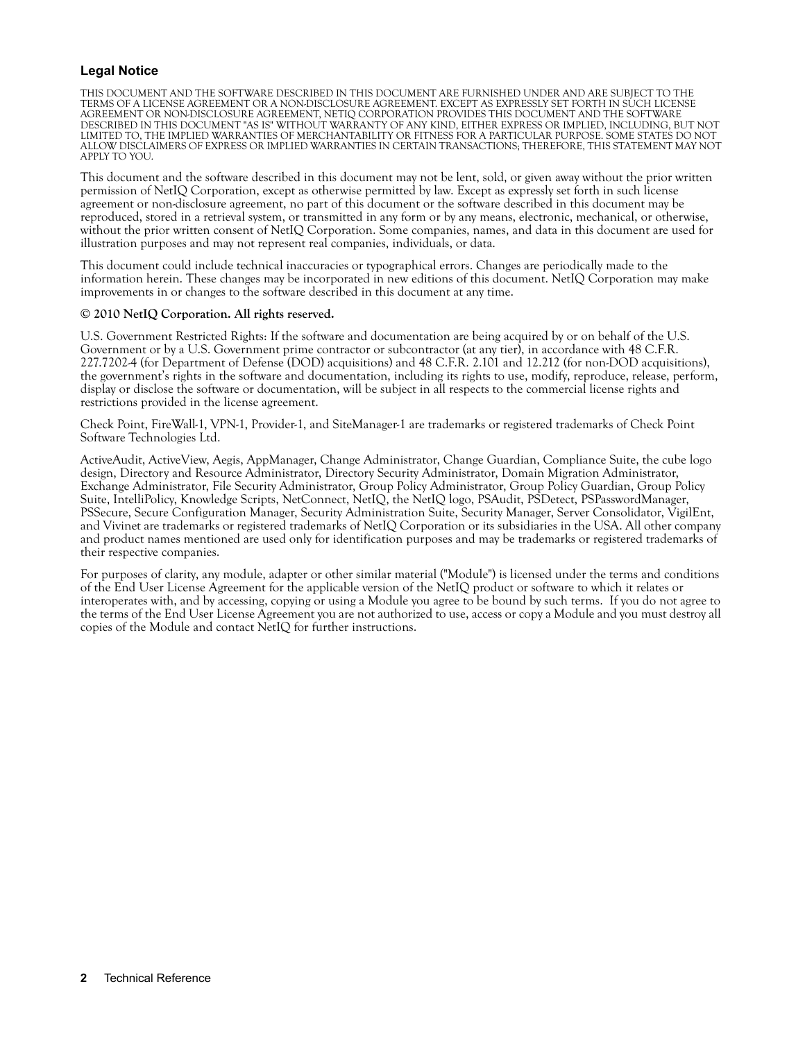## Legal Notice

THIS DOCUMENT AND THE SOFTWARE DESCRIBED IN THIS DOCUMENT ARE FURNISHED UNDER AND ARE SUBJECT TO THE TERMS OF A LICENSE AGREEMENT OR A NON-DISCLOSURE AGREEMENT. EXCEPT AS EXPRESSLY SET FORTH IN SUCH LICENSE AGREEMENT OR NON-DISCLOSURE AGREEMENT, NETIQ CORPORATION PROVIDES THIS DOCUMENT AND THE SOFTWARE DESCRIBED IN THIS DOCUMENT "AS IS" WITHOUT WARRANTY OF ANY KIND, EITHER EXPRESS OR IMPLIED, INCLUDING, BUT NOT LIMITED TO, THE IMPLIED WARRANTIES OF MERCHANTABILITY OR FITNESS FOR A PARTICULAR PURPOSE. SOME STATES DO NOT ALLOW DISCLAIMERS OF EXPRESS OR IMPLIED WARRANTIES IN CERTAIN TRANSACTIONS; THEREFORE, THIS STATEMENT MAY NOT APPLY TO YOU.

This document and the software described in this document may not be lent, sold, or given away without the prior written permission of NetIQ Corporation, except as otherwise permitted by law. Except as expressly set forth in such license agreement or non-disclosure agreement, no part of this document or the software described in this document may be reproduced, stored in a retrieval system, or transmitted in any form or by any means, electronic, mechanical, or otherwise, without the prior written consent of NetIQ Corporation. Some companies, names, and data in this document are used for illustration purposes and may not represent real companies, individuals, or data.

This document could include technical inaccuracies or typographical errors. Changes are periodically made to the information herein. These changes may be incorporated in new editions of this document. NetIQ Corporation may make improvements in or changes to the software described in this document at any time.

**© 2010 NetIQ Corporation. All rights reserved.**

U.S. Government Restricted Rights: If the software and documentation are being acquired by or on behalf of the U.S. Government or by a U.S. Government prime contractor or subcontractor (at any tier), in accordance with 48 C.F.R. 227.7202-4 (for Department of Defense (DOD) acquisitions) and 48 C.F.R. 2.101 and 12.212 (for non-DOD acquisitions), the government's rights in the software and documentation, including its rights to use, modify, reproduce, release, perform, display or disclose the software or documentation, will be subject in all respects to the commercial license rights and restrictions provided in the license agreement.

Check Point, FireWall-1, VPN-1, Provider-1, and SiteManager-1 are trademarks or registered trademarks of Check Point Software Technologies Ltd.

ActiveAudit, ActiveView, Aegis, AppManager, Change Administrator, Change Guardian, Compliance Suite, the cube logo design, Directory and Resource Administrator, Directory Security Administrator, Domain Migration Administrator, Exchange Administrator, File Security Administrator, Group Policy Administrator, Group Policy Guardian, Group Policy Suite, IntelliPolicy, Knowledge Scripts, NetConnect, NetIQ, the NetIQ logo, PSAudit, PSDetect, PSPasswordManager, PSSecure, Secure Configuration Manager, Security Administration Suite, Security Manager, Server Consolidator, VigilEnt, and Vivinet are trademarks or registered trademarks of NetIQ Corporation or its subsidiaries in the USA. All other company and product names mentioned are used only for identification purposes and may be trademarks or registered trademarks of their respective companies.

For purposes of clarity, any module, adapter or other similar material ("Module") is licensed under the terms and conditions of the End User License Agreement for the applicable version of the NetIQ product or software to which it relates or interoperates with, and by accessing, copying or using a Module you agree to be bound by such terms. If you do not agree to the terms of the End User License Agreement you are not authorized to use, access or copy a Module and you must destroy all copies of the Module and contact NetIQ for further instructions.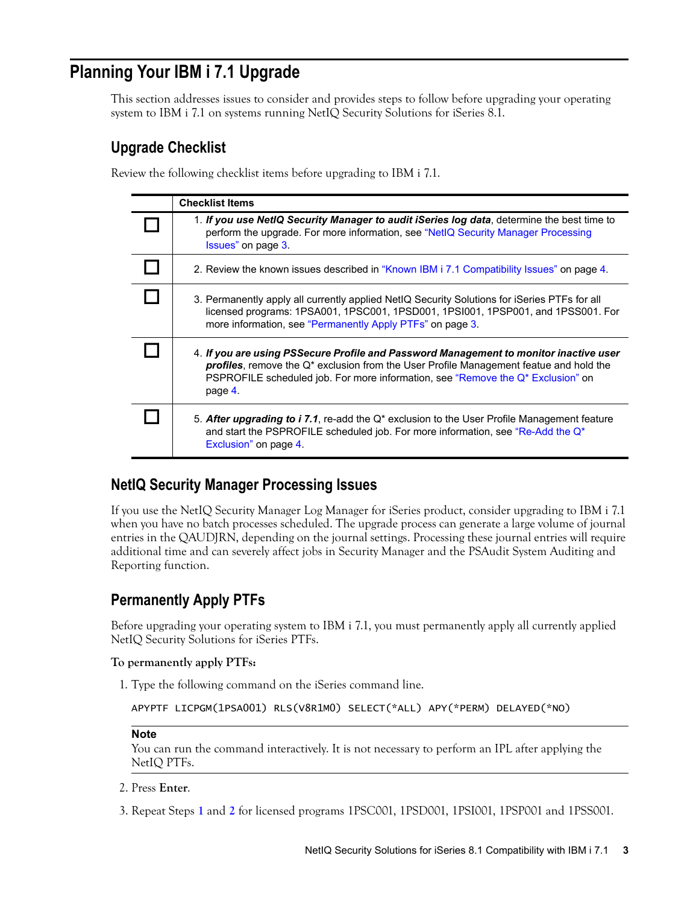# Planning Your IBM i 7.1 Upgrade

This section addresses issues to consider and provides steps to follow before upgrading your operating system to IBM i 7.1 on systems running NetIQ Security Solutions for iSeries 8.1.

## Upgrade Checklist

Review the following checklist items before upgrading to IBM i 7.1.

| | Checklist Items |
|---|---|
| ☐ | 1. ***If you use NetIQ Security Manager to audit iSeries log data***, determine the best time to perform the upgrade. For more information, see "NetIQ Security Manager Processing Issues" on page 3. |
| ☐ | 2. Review the known issues described in "Known IBM i 7.1 Compatibility Issues" on page 4. |
| ☐ | 3. Permanently apply all currently applied NetIQ Security Solutions for iSeries PTFs for all licensed programs: 1PSA001, 1PSC001, 1PSD001, 1PSI001, 1PSP001, and 1PSS001. For more information, see "Permanently Apply PTFs" on page 3. |
| ☐ | 4. ***If you are using PSSecure Profile and Password Management to monitor inactive user profiles***, remove the Q* exclusion from the User Profile Management featue and hold the PSPROFILE scheduled job. For more information, see "Remove the Q* Exclusion" on page 4. |
| ☐ | 5. ***After upgrading to i 7.1***, re-add the Q* exclusion to the User Profile Management feature and start the PSPROFILE scheduled job. For more information, see "Re-Add the Q* Exclusion" on page 4. |

## NetIQ Security Manager Processing Issues

If you use the NetIQ Security Manager Log Manager for iSeries product, consider upgrading to IBM i 7.1 when you have no batch processes scheduled. The upgrade process can generate a large volume of journal entries in the QAUDJRN, depending on the journal settings. Processing these journal entries will require additional time and can severely affect jobs in Security Manager and the PSAudit System Auditing and Reporting function.

## Permanently Apply PTFs

Before upgrading your operating system to IBM i 7.1, you must permanently apply all currently applied NetIQ Security Solutions for iSeries PTFs.

**To permanently apply PTFs:**

1. Type the following command on the iSeries command line.

```
APYPTF LICPGM(1PSA001) RLS(V8R1M0) SELECT(*ALL) APY(*PERM) DELAYED(*NO)
```

> **Note**
> You can run the command interactively. It is not necessary to perform an IPL after applying the NetIQ PTFs.

2. Press **Enter**.

3. Repeat Steps 1 and 2 for licensed programs 1PSC001, 1PSD001, 1PSI001, 1PSP001 and 1PSS001.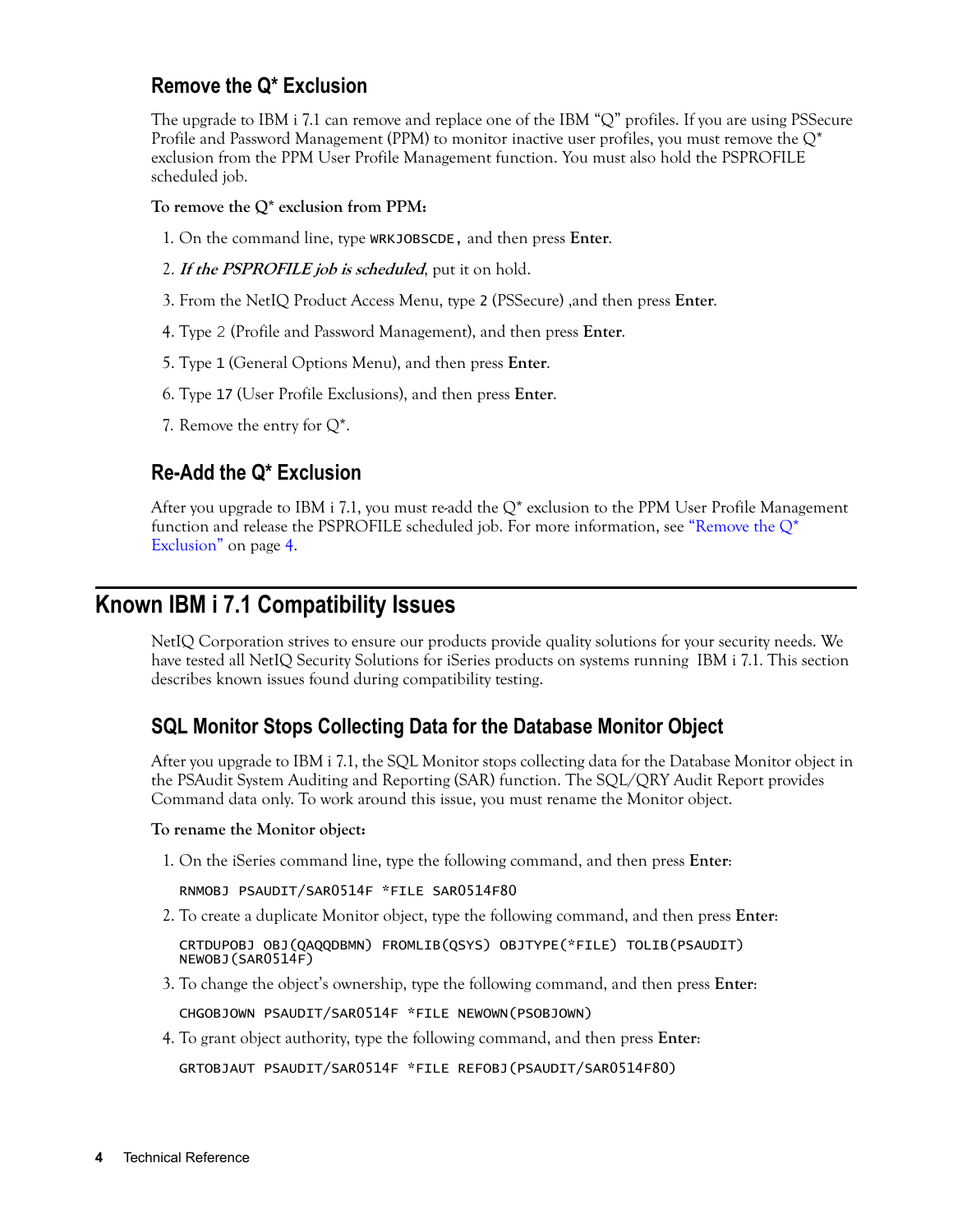## Remove the Q* Exclusion

The upgrade to IBM i 7.1 can remove and replace one of the IBM "Q" profiles. If you are using PSSecure Profile and Password Management (PPM) to monitor inactive user profiles, you must remove the Q* exclusion from the PPM User Profile Management function. You must also hold the PSPROFILE scheduled job.

**To remove the Q* exclusion from PPM:**

1. On the command line, type `WRKJOBSCDE`, and then press **Enter**.
2. ***If the PSPROFILE job is scheduled***, put it on hold.
3. From the NetIQ Product Access Menu, type `2` (PSSecure) ,and then press **Enter**.
4. Type 2 (Profile and Password Management), and then press **Enter**.
5. Type `1` (General Options Menu), and then press **Enter**.
6. Type `17` (User Profile Exclusions), and then press **Enter**.
7. Remove the entry for Q*.

## Re-Add the Q* Exclusion

After you upgrade to IBM i 7.1, you must re-add the Q* exclusion to the PPM User Profile Management function and release the PSPROFILE scheduled job. For more information, see "Remove the Q* Exclusion" on page 4.

# Known IBM i 7.1 Compatibility Issues

NetIQ Corporation strives to ensure our products provide quality solutions for your security needs. We have tested all NetIQ Security Solutions for iSeries products on systems running IBM i 7.1. This section describes known issues found during compatibility testing.

## SQL Monitor Stops Collecting Data for the Database Monitor Object

After you upgrade to IBM i 7.1, the SQL Monitor stops collecting data for the Database Monitor object in the PSAudit System Auditing and Reporting (SAR) function. The SQL/QRY Audit Report provides Command data only. To work around this issue, you must rename the Monitor object.

**To rename the Monitor object:**

1. On the iSeries command line, type the following command, and then press **Enter**:

   ```
   RNMOBJ PSAUDIT/SAR0514F *FILE SAR0514F80
   ```

2. To create a duplicate Monitor object, type the following command, and then press **Enter**:

   ```
   CRTDUPOBJ OBJ(QAQQDBMN) FROMLIB(QSYS) OBJTYPE(*FILE) TOLIB(PSAUDIT)
   NEWOBJ(SAR0514F)
   ```

3. To change the object's ownership, type the following command, and then press **Enter**:

   ```
   CHGOBJOWN PSAUDIT/SAR0514F *FILE NEWOWN(PSOBJOWN)
   ```

4. To grant object authority, type the following command, and then press **Enter**:

   ```
   GRTOBJAUT PSAUDIT/SAR0514F *FILE REFOBJ(PSAUDIT/SAR0514F80)
   ```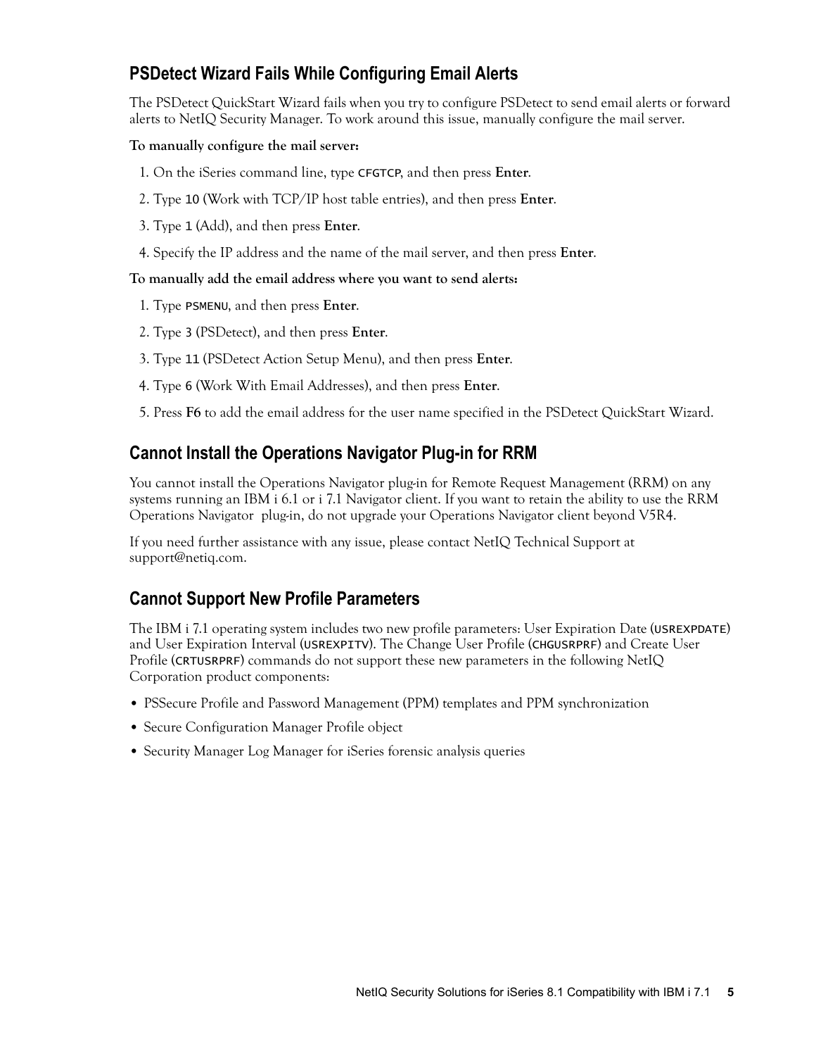## PSDetect Wizard Fails While Configuring Email Alerts

The PSDetect QuickStart Wizard fails when you try to configure PSDetect to send email alerts or forward alerts to NetIQ Security Manager. To work around this issue, manually configure the mail server.

**To manually configure the mail server:**

1. On the iSeries command line, type `CFGTCP`, and then press **Enter**.
2. Type `10` (Work with TCP/IP host table entries), and then press **Enter**.
3. Type `1` (Add), and then press **Enter**.
4. Specify the IP address and the name of the mail server, and then press **Enter**.

**To manually add the email address where you want to send alerts:**

1. Type `PSMENU`, and then press **Enter**.
2. Type `3` (PSDetect), and then press **Enter**.
3. Type `11` (PSDetect Action Setup Menu), and then press **Enter**.
4. Type `6` (Work With Email Addresses), and then press **Enter**.
5. Press **F6** to add the email address for the user name specified in the PSDetect QuickStart Wizard.

## Cannot Install the Operations Navigator Plug-in for RRM

You cannot install the Operations Navigator plug-in for Remote Request Management (RRM) on any systems running an IBM i 6.1 or i 7.1 Navigator client. If you want to retain the ability to use the RRM Operations Navigator plug-in, do not upgrade your Operations Navigator client beyond V5R4.

If you need further assistance with any issue, please contact NetIQ Technical Support at support@netiq.com.

## Cannot Support New Profile Parameters

The IBM i 7.1 operating system includes two new profile parameters: User Expiration Date (`USREXPDATE`) and User Expiration Interval (`USREXPITV`). The Change User Profile (`CHGUSRPRF`) and Create User Profile (`CRTUSRPRF`) commands do not support these new parameters in the following NetIQ Corporation product components:

- PSSecure Profile and Password Management (PPM) templates and PPM synchronization
- Secure Configuration Manager Profile object
- Security Manager Log Manager for iSeries forensic analysis queries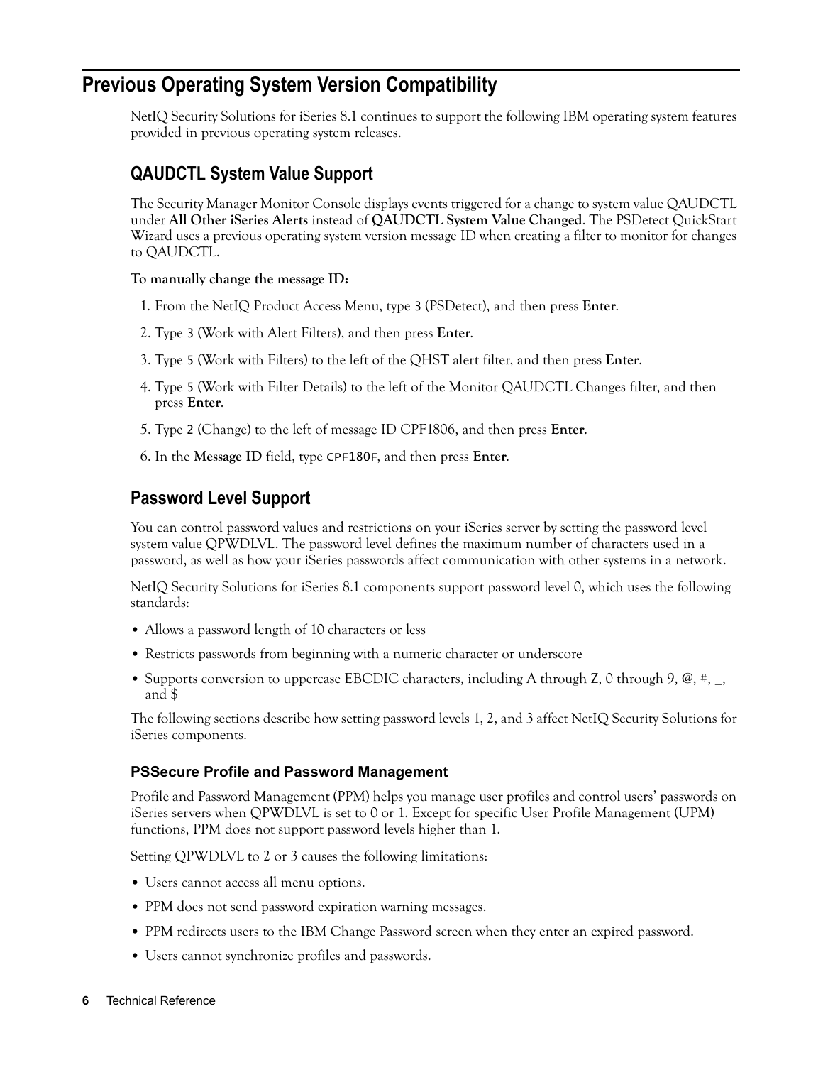# Previous Operating System Version Compatibility

NetIQ Security Solutions for iSeries 8.1 continues to support the following IBM operating system features provided in previous operating system releases.

## QAUDCTL System Value Support

The Security Manager Monitor Console displays events triggered for a change to system value QAUDCTL under **All Other iSeries Alerts** instead of **QAUDCTL System Value Changed**. The PSDetect QuickStart Wizard uses a previous operating system version message ID when creating a filter to monitor for changes to QAUDCTL.

**To manually change the message ID:**

1. From the NetIQ Product Access Menu, type `3` (PSDetect), and then press **Enter**.
2. Type `3` (Work with Alert Filters), and then press **Enter**.
3. Type `5` (Work with Filters) to the left of the QHST alert filter, and then press **Enter**.
4. Type `5` (Work with Filter Details) to the left of the Monitor QAUDCTL Changes filter, and then press **Enter**.
5. Type `2` (Change) to the left of message ID CPF1806, and then press **Enter**.
6. In the **Message ID** field, type `CPF180F`, and then press **Enter**.

## Password Level Support

You can control password values and restrictions on your iSeries server by setting the password level system value QPWDLVL. The password level defines the maximum number of characters used in a password, as well as how your iSeries passwords affect communication with other systems in a network.

NetIQ Security Solutions for iSeries 8.1 components support password level 0, which uses the following standards:

- Allows a password length of 10 characters or less
- Restricts passwords from beginning with a numeric character or underscore
- Supports conversion to uppercase EBCDIC characters, including A through Z, 0 through 9, @, #, _, and $

The following sections describe how setting password levels 1, 2, and 3 affect NetIQ Security Solutions for iSeries components.

### PSSecure Profile and Password Management

Profile and Password Management (PPM) helps you manage user profiles and control users' passwords on iSeries servers when QPWDLVL is set to 0 or 1. Except for specific User Profile Management (UPM) functions, PPM does not support password levels higher than 1.

Setting QPWDLVL to 2 or 3 causes the following limitations:

- Users cannot access all menu options.
- PPM does not send password expiration warning messages.
- PPM redirects users to the IBM Change Password screen when they enter an expired password.
- Users cannot synchronize profiles and passwords.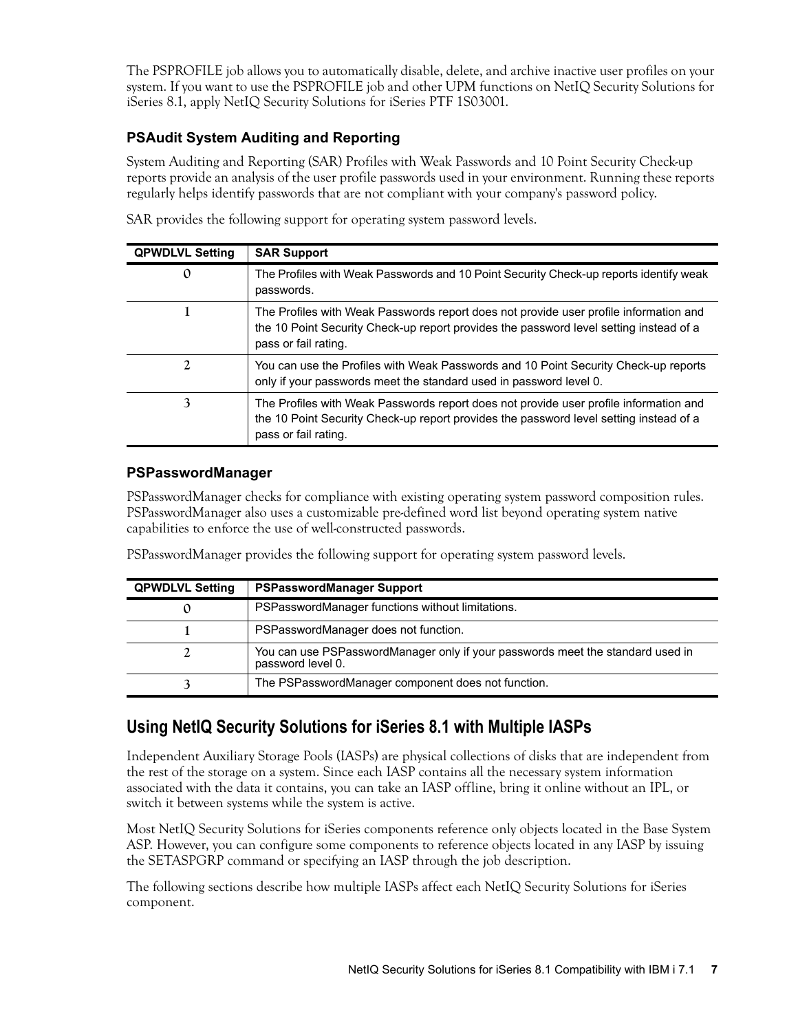The PSPROFILE job allows you to automatically disable, delete, and archive inactive user profiles on your system. If you want to use the PSPROFILE job and other UPM functions on NetIQ Security Solutions for iSeries 8.1, apply NetIQ Security Solutions for iSeries PTF 1S03001.

### PSAudit System Auditing and Reporting

System Auditing and Reporting (SAR) Profiles with Weak Passwords and 10 Point Security Check-up reports provide an analysis of the user profile passwords used in your environment. Running these reports regularly helps identify passwords that are not compliant with your company's password policy.

SAR provides the following support for operating system password levels.

| QPWDLVL Setting | SAR Support |
|---|---|
| 0 | The Profiles with Weak Passwords and 10 Point Security Check-up reports identify weak passwords. |
| 1 | The Profiles with Weak Passwords report does not provide user profile information and the 10 Point Security Check-up report provides the password level setting instead of a pass or fail rating. |
| 2 | You can use the Profiles with Weak Passwords and 10 Point Security Check-up reports only if your passwords meet the standard used in password level 0. |
| 3 | The Profiles with Weak Passwords report does not provide user profile information and the 10 Point Security Check-up report provides the password level setting instead of a pass or fail rating. |

### PSPasswordManager

PSPasswordManager checks for compliance with existing operating system password composition rules. PSPasswordManager also uses a customizable pre-defined word list beyond operating system native capabilities to enforce the use of well-constructed passwords.

PSPasswordManager provides the following support for operating system password levels.

| QPWDLVL Setting | PSPasswordManager Support |
|---|---|
| 0 | PSPasswordManager functions without limitations. |
| 1 | PSPasswordManager does not function. |
| 2 | You can use PSPasswordManager only if your passwords meet the standard used in password level 0. |
| 3 | The PSPasswordManager component does not function. |

## Using NetIQ Security Solutions for iSeries 8.1 with Multiple IASPs

Independent Auxiliary Storage Pools (IASPs) are physical collections of disks that are independent from the rest of the storage on a system. Since each IASP contains all the necessary system information associated with the data it contains, you can take an IASP offline, bring it online without an IPL, or switch it between systems while the system is active.

Most NetIQ Security Solutions for iSeries components reference only objects located in the Base System ASP. However, you can configure some components to reference objects located in any IASP by issuing the SETASPGRP command or specifying an IASP through the job description.

The following sections describe how multiple IASPs affect each NetIQ Security Solutions for iSeries component.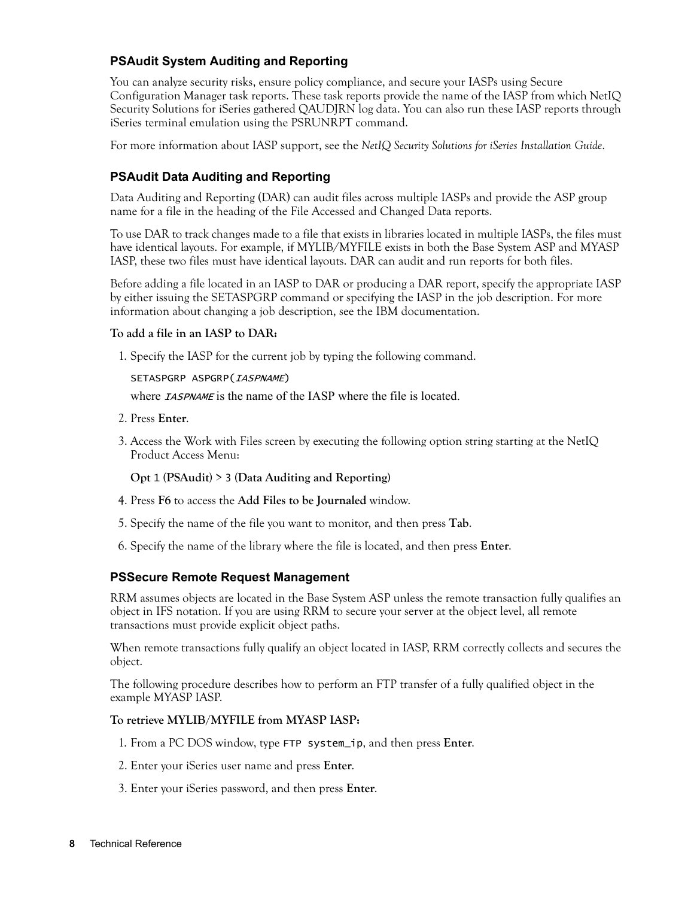### PSAudit System Auditing and Reporting

You can analyze security risks, ensure policy compliance, and secure your IASPs using Secure Configuration Manager task reports. These task reports provide the name of the IASP from which NetIQ Security Solutions for iSeries gathered QAUDJRN log data. You can also run these IASP reports through iSeries terminal emulation using the PSRUNRPT command.

For more information about IASP support, see the *NetIQ Security Solutions for iSeries Installation Guide*.

### PSAudit Data Auditing and Reporting

Data Auditing and Reporting (DAR) can audit files across multiple IASPs and provide the ASP group name for a file in the heading of the File Accessed and Changed Data reports.

To use DAR to track changes made to a file that exists in libraries located in multiple IASPs, the files must have identical layouts. For example, if MYLIB/MYFILE exists in both the Base System ASP and MYASP IASP, these two files must have identical layouts. DAR can audit and run reports for both files.

Before adding a file located in an IASP to DAR or producing a DAR report, specify the appropriate IASP by either issuing the SETASPGRP command or specifying the IASP in the job description. For more information about changing a job description, see the IBM documentation.

**To add a file in an IASP to DAR:**

1. Specify the IASP for the current job by typing the following command.

   `SETASPGRP ASPGRP(`*`IASPNAME`*`)`

   where *`IASPNAME`* is the name of the IASP where the file is located.

2. Press **Enter**.
3. Access the Work with Files screen by executing the following option string starting at the NetIQ Product Access Menu:

   **Opt `1` (PSAudit) > `3` (Data Auditing and Reporting)**

4. Press **F6** to access the **Add Files to be Journaled** window.
5. Specify the name of the file you want to monitor, and then press **Tab**.
6. Specify the name of the library where the file is located, and then press **Enter**.

### PSSecure Remote Request Management

RRM assumes objects are located in the Base System ASP unless the remote transaction fully qualifies an object in IFS notation. If you are using RRM to secure your server at the object level, all remote transactions must provide explicit object paths.

When remote transactions fully qualify an object located in IASP, RRM correctly collects and secures the object.

The following procedure describes how to perform an FTP transfer of a fully qualified object in the example MYASP IASP.

**To retrieve MYLIB/MYFILE from MYASP IASP:**

1. From a PC DOS window, type `FTP system_ip`, and then press **Enter**.
2. Enter your iSeries user name and press **Enter**.
3. Enter your iSeries password, and then press **Enter**.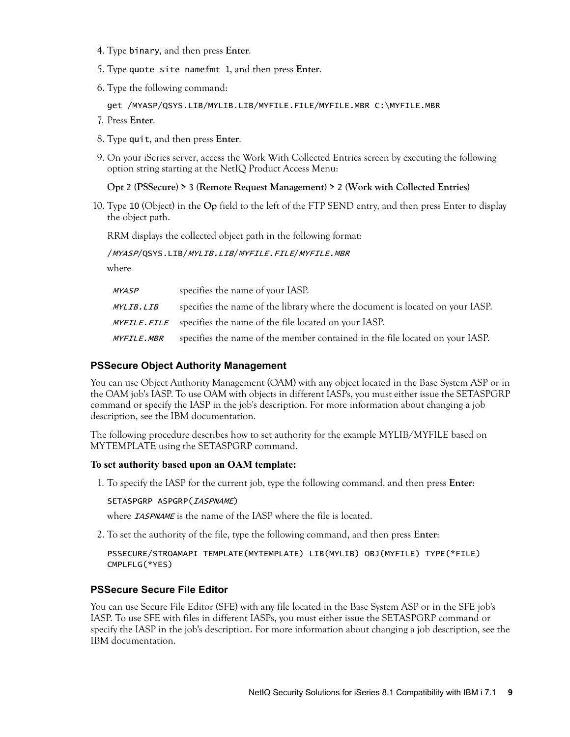4. Type `binary`, and then press **Enter**.
5. Type `quote site namefmt 1`, and then press **Enter**.
6. Type the following command:

   ```
   get /MYASP/QSYS.LIB/MYLIB.LIB/MYFILE.FILE/MYFILE.MBR C:\MYFILE.MBR
   ```
7. Press **Enter**.
8. Type `quit`, and then press **Enter**.
9. On your iSeries server, access the Work With Collected Entries screen by executing the following option string starting at the NetIQ Product Access Menu:

   **Opt 2 (PSSecure) > 3 (Remote Request Management) > 2 (Work with Collected Entries)**
10. Type `10` (Object) in the **Op** field to the left of the FTP SEND entry, and then press Enter to display the object path.

    RRM displays the collected object path in the following format:

    /*MYASP*/QSYS.LIB/*MYLIB.LIB*/*MYFILE.FILE*/*MYFILE.MBR*

    where

    | | |
    |---|---|
    | *MYASP* | specifies the name of your IASP. |
    | *MYLIB.LIB* | specifies the name of the library where the document is located on your IASP. |
    | *MYFILE.FILE* | specifies the name of the file located on your IASP. |
    | *MYFILE.MBR* | specifies the name of the member contained in the file located on your IASP. |

### PSSecure Object Authority Management

You can use Object Authority Management (OAM) with any object located in the Base System ASP or in the OAM job's IASP. To use OAM with objects in different IASPs, you must either issue the SETASPGRP command or specify the IASP in the job's description. For more information about changing a job description, see the IBM documentation.

The following procedure describes how to set authority for the example MYLIB/MYFILE based on MYTEMPLATE using the SETASPGRP command.

**To set authority based upon an OAM template:**

1. To specify the IASP for the current job, type the following command, and then press **Enter**:

   SETASPGRP ASPGRP(*IASPNAME*)

   where *IASPNAME* is the name of the IASP where the file is located.
2. To set the authority of the file, type the following command, and then press **Enter**:

   ```
   PSSECURE/STROAMAPI TEMPLATE(MYTEMPLATE) LIB(MYLIB) OBJ(MYFILE) TYPE(*FILE)
   CMPLFLG(*YES)
   ```

### PSSecure Secure File Editor

You can use Secure File Editor (SFE) with any file located in the Base System ASP or in the SFE job's IASP. To use SFE with files in different IASPs, you must either issue the SETASPGRP command or specify the IASP in the job's description. For more information about changing a job description, see the IBM documentation.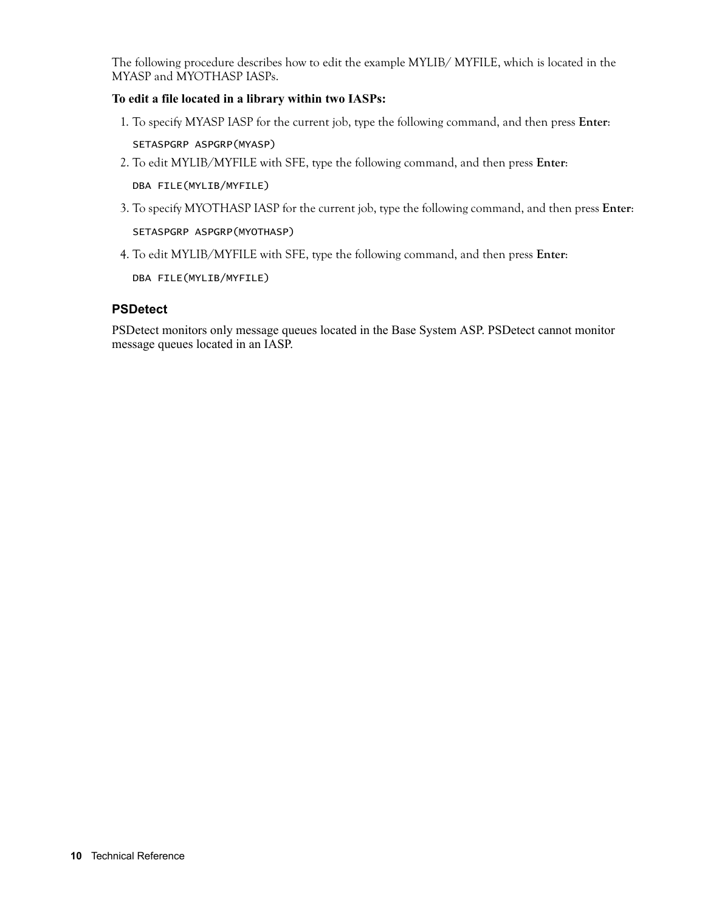The following procedure describes how to edit the example MYLIB/ MYFILE, which is located in the MYASP and MYOTHASP IASPs.

**To edit a file located in a library within two IASPs:**

1. To specify MYASP IASP for the current job, type the following command, and then press **Enter**:

   ```
   SETASPGRP ASPGRP(MYASP)
   ```

2. To edit MYLIB/MYFILE with SFE, type the following command, and then press **Enter**:

   ```
   DBA FILE(MYLIB/MYFILE)
   ```

3. To specify MYOTHASP IASP for the current job, type the following command, and then press **Enter**:

   ```
   SETASPGRP ASPGRP(MYOTHASP)
   ```

4. To edit MYLIB/MYFILE with SFE, type the following command, and then press **Enter**:

   ```
   DBA FILE(MYLIB/MYFILE)
   ```

### PSDetect

PSDetect monitors only message queues located in the Base System ASP. PSDetect cannot monitor message queues located in an IASP.